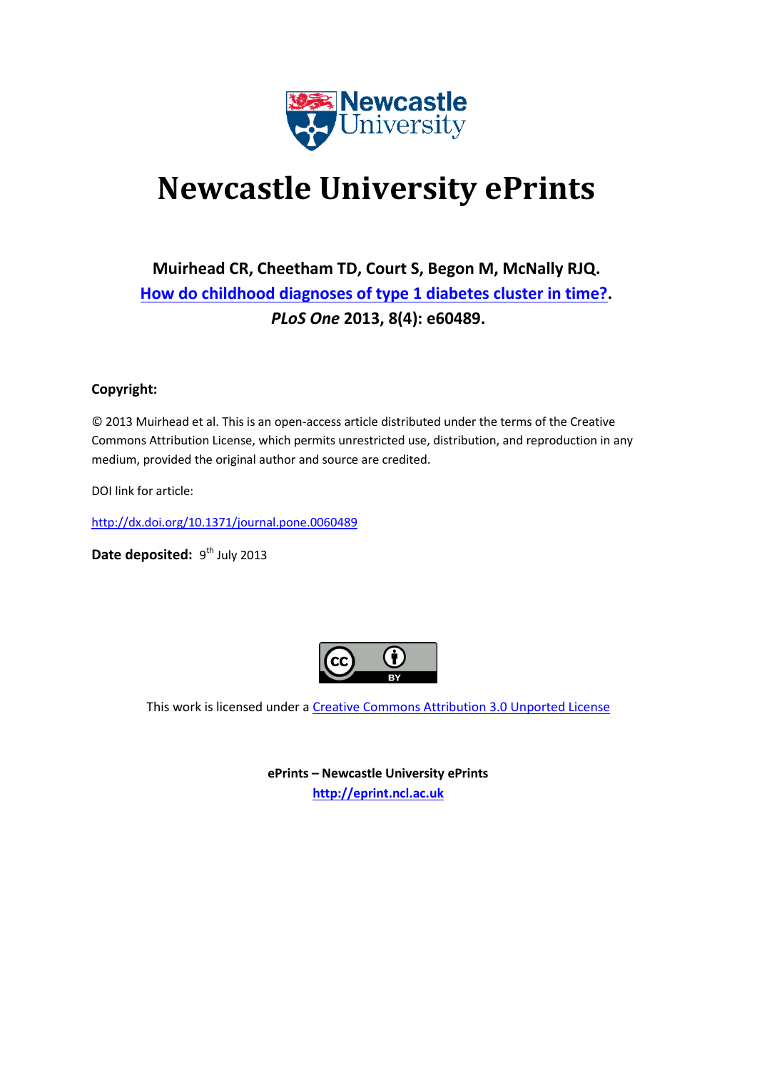# Newcastle University ePrints

**Muirhead CR, Cheetham TD, Court S, Begon M, McNally RJQ.**
**[How do childhood diagnoses of type 1 diabetes cluster in time?](http://dx.doi.org/10.1371/journal.pone.0060489).**
***PLoS One* 2013, 8(4): e60489.**

**Copyright:**

© 2013 Muirhead et al. This is an open-access article distributed under the terms of the Creative Commons Attribution License, which permits unrestricted use, distribution, and reproduction in any medium, provided the original author and source are credited.

DOI link for article:

http://dx.doi.org/10.1371/journal.pone.0060489

**Date deposited:** 9th July 2013

This work is licensed under a Creative Commons Attribution 3.0 Unported License

**ePrints – Newcastle University ePrints**
**http://eprint.ncl.ac.uk**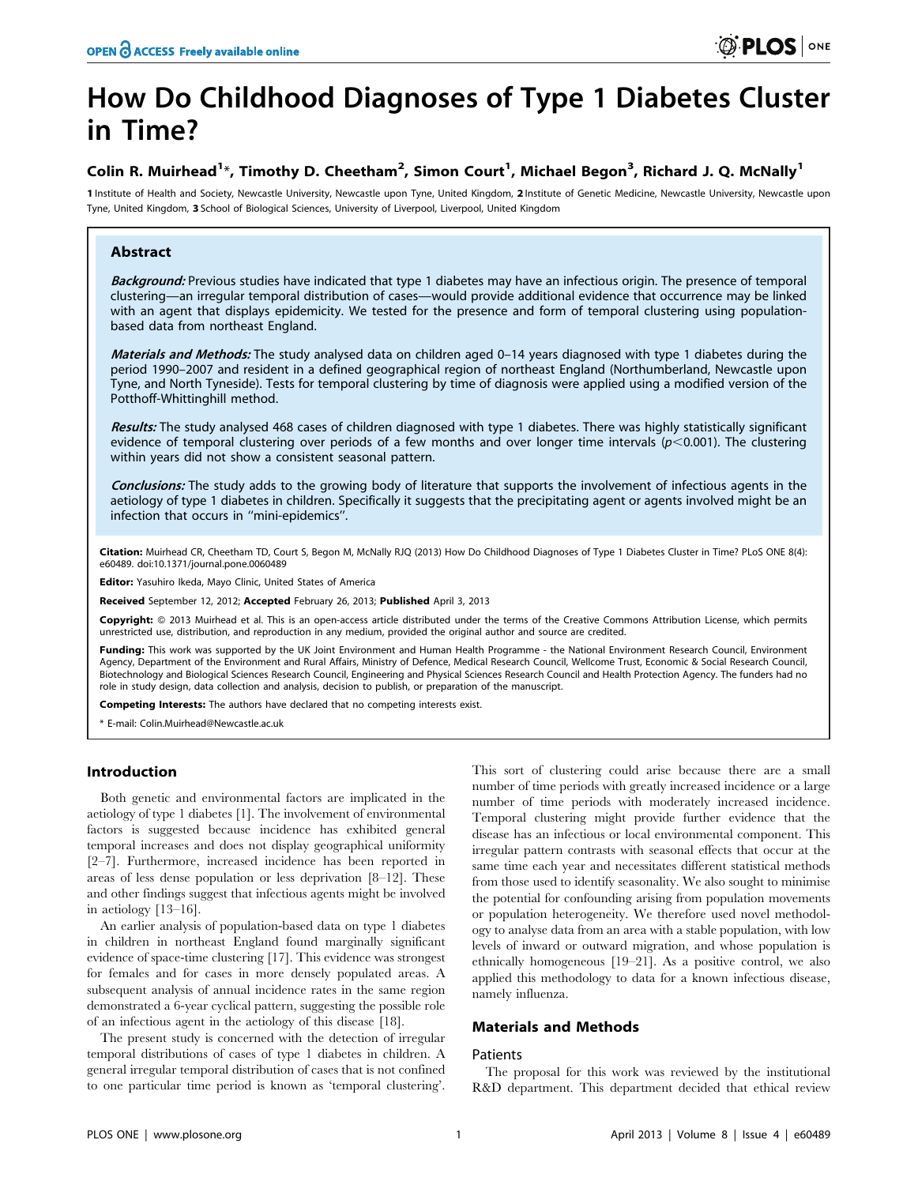# How Do Childhood Diagnoses of Type 1 Diabetes Cluster in Time?

## Colin R. Muirhead[1]*, Timothy D. Cheetham[2], Simon Court[1], Michael Begon[3], Richard J. Q. McNally[1]

1 Institute of Health and Society, Newcastle University, Newcastle upon Tyne, United Kingdom, 2 Institute of Genetic Medicine, Newcastle University, Newcastle upon Tyne, United Kingdom, 3 School of Biological Sciences, University of Liverpool, Liverpool, United Kingdom

### Abstract

***Background:*** Previous studies have indicated that type 1 diabetes may have an infectious origin. The presence of temporal clustering—an irregular temporal distribution of cases—would provide additional evidence that occurrence may be linked with an agent that displays epidemicity. We tested for the presence and form of temporal clustering using population-based data from northeast England.

***Materials and Methods:*** The study analysed data on children aged 0–14 years diagnosed with type 1 diabetes during the period 1990–2007 and resident in a defined geographical region of northeast England (Northumberland, Newcastle upon Tyne, and North Tyneside). Tests for temporal clustering by time of diagnosis were applied using a modified version of the Potthoff-Whittinghill method.

***Results:*** The study analysed 468 cases of children diagnosed with type 1 diabetes. There was highly statistically significant evidence of temporal clustering over periods of a few months and over longer time intervals ($p<0.001$). The clustering within years did not show a consistent seasonal pattern.

***Conclusions:*** The study adds to the growing body of literature that supports the involvement of infectious agents in the aetiology of type 1 diabetes in children. Specifically it suggests that the precipitating agent or agents involved might be an infection that occurs in "mini-epidemics".

**Citation:** Muirhead CR, Cheetham TD, Court S, Begon M, McNally RJQ (2013) How Do Childhood Diagnoses of Type 1 Diabetes Cluster in Time? PLoS ONE 8(4): e60489. doi:10.1371/journal.pone.0060489

**Editor:** Yasuhiro Ikeda, Mayo Clinic, United States of America

**Received** September 12, 2012; **Accepted** February 26, 2013; **Published** April 3, 2013

**Copyright:** © 2013 Muirhead et al. This is an open-access article distributed under the terms of the Creative Commons Attribution License, which permits unrestricted use, distribution, and reproduction in any medium, provided the original author and source are credited.

**Funding:** This work was supported by the UK Joint Environment and Human Health Programme - the National Environment Research Council, Environment Agency, Department of the Environment and Rural Affairs, Ministry of Defence, Medical Research Council, Wellcome Trust, Economic & Social Research Council, Biotechnology and Biological Sciences Research Council, Engineering and Physical Sciences Research Council and Health Protection Agency. The funders had no role in study design, data collection and analysis, decision to publish, or preparation of the manuscript.

**Competing Interests:** The authors have declared that no competing interests exist.

* E-mail: Colin.Muirhead@Newcastle.ac.uk

## Introduction

Both genetic and environmental factors are implicated in the aetiology of type 1 diabetes [1]. The involvement of environmental factors is suggested because incidence has exhibited general temporal increases and does not display geographical uniformity [2–7]. Furthermore, increased incidence has been reported in areas of less dense population or less deprivation [8–12]. These and other findings suggest that infectious agents might be involved in aetiology [13–16].

An earlier analysis of population-based data on type 1 diabetes in children in northeast England found marginally significant evidence of space-time clustering [17]. This evidence was strongest for females and for cases in more densely populated areas. A subsequent analysis of annual incidence rates in the same region demonstrated a 6-year cyclical pattern, suggesting the possible role of an infectious agent in the aetiology of this disease [18].

The present study is concerned with the detection of irregular temporal distributions of cases of type 1 diabetes in children. A general irregular temporal distribution of cases that is not confined to one particular time period is known as 'temporal clustering'. This sort of clustering could arise because there are a small number of time periods with greatly increased incidence or a large number of time periods with moderately increased incidence. Temporal clustering might provide further evidence that the disease has an infectious or local environmental component. This irregular pattern contrasts with seasonal effects that occur at the same time each year and necessitates different statistical methods from those used to identify seasonality. We also sought to minimise the potential for confounding arising from population movements or population heterogeneity. We therefore used novel methodology to analyse data from an area with a stable population, with low levels of inward or outward migration, and whose population is ethnically homogeneous [19–21]. As a positive control, we also applied this methodology to data for a known infectious disease, namely influenza.

## Materials and Methods

### Patients

The proposal for this work was reviewed by the institutional R&D department. This department decided that ethical review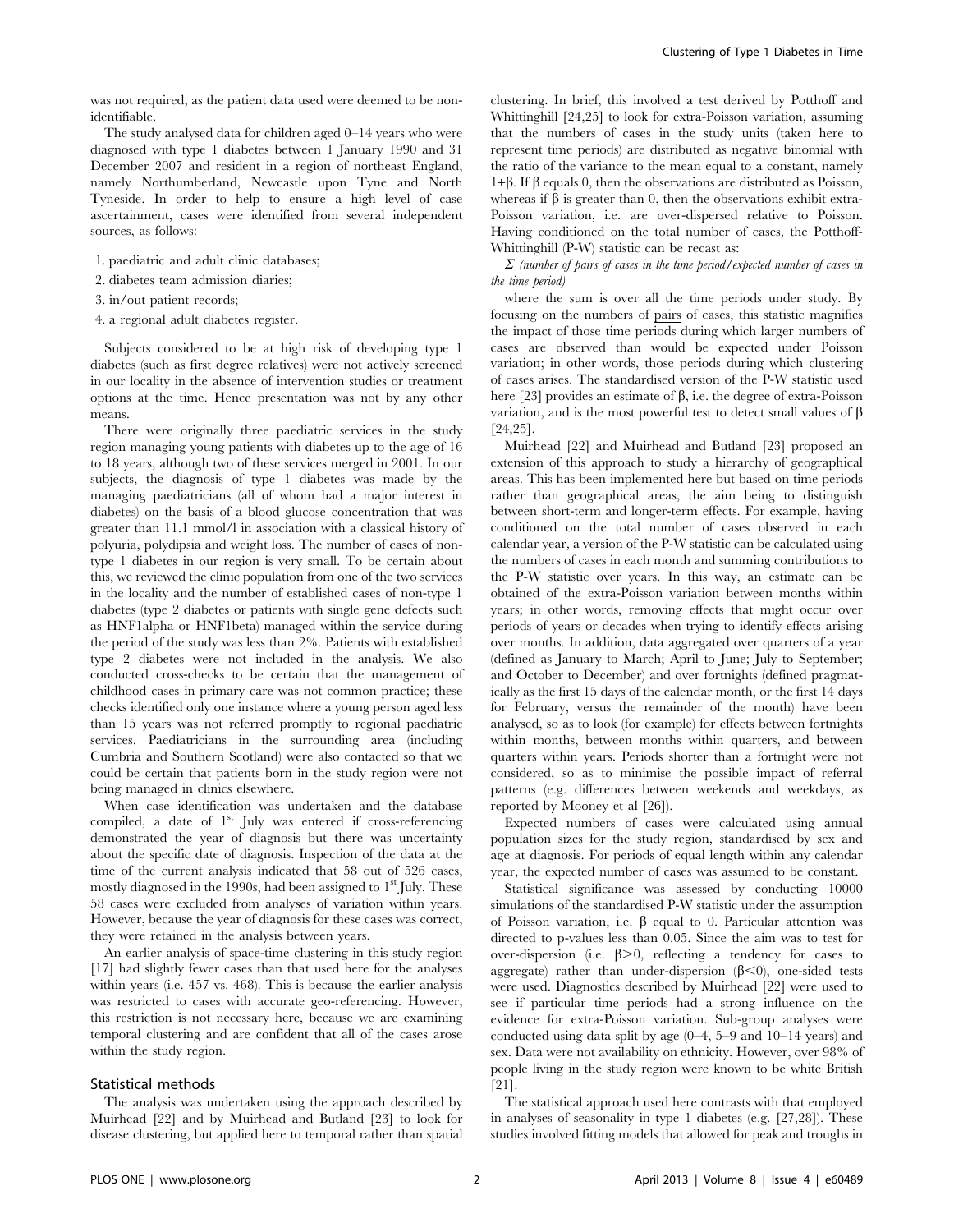was not required, as the patient data used were deemed to be non-identifiable.

The study analysed data for children aged 0–14 years who were diagnosed with type 1 diabetes between 1 January 1990 and 31 December 2007 and resident in a region of northeast England, namely Northumberland, Newcastle upon Tyne and North Tyneside. In order to help to ensure a high level of case ascertainment, cases were identified from several independent sources, as follows:

1. paediatric and adult clinic databases;
2. diabetes team admission diaries;
3. in/out patient records;
4. a regional adult diabetes register.

Subjects considered to be at high risk of developing type 1 diabetes (such as first degree relatives) were not actively screened in our locality in the absence of intervention studies or treatment options at the time. Hence presentation was not by any other means.

There were originally three paediatric services in the study region managing young patients with diabetes up to the age of 16 to 18 years, although two of these services merged in 2001. In our subjects, the diagnosis of type 1 diabetes was made by the managing paediatricians (all of whom had a major interest in diabetes) on the basis of a blood glucose concentration that was greater than 11.1 mmol/l in association with a classical history of polyuria, polydipsia and weight loss. The number of cases of non-type 1 diabetes in our region is very small. To be certain about this, we reviewed the clinic population from one of the two services in the locality and the number of established cases of non-type 1 diabetes (type 2 diabetes or patients with single gene defects such as HNF1alpha or HNF1beta) managed within the service during the period of the study was less than 2%. Patients with established type 2 diabetes were not included in the analysis. We also conducted cross-checks to be certain that the management of childhood cases in primary care was not common practice; these checks identified only one instance where a young person aged less than 15 years was not referred promptly to regional paediatric services. Paediatricians in the surrounding area (including Cumbria and Southern Scotland) were also contacted so that we could be certain that patients born in the study region were not being managed in clinics elsewhere.

When case identification was undertaken and the database compiled, a date of 1st July was entered if cross-referencing demonstrated the year of diagnosis but there was uncertainty about the specific date of diagnosis. Inspection of the data at the time of the current analysis indicated that 58 out of 526 cases, mostly diagnosed in the 1990s, had been assigned to 1st July. These 58 cases were excluded from analyses of variation within years. However, because the year of diagnosis for these cases was correct, they were retained in the analysis between years.

An earlier analysis of space-time clustering in this study region [17] had slightly fewer cases than that used here for the analyses within years (i.e. 457 vs. 468). This is because the earlier analysis was restricted to cases with accurate geo-referencing. However, this restriction is not necessary here, because we are examining temporal clustering and are confident that all of the cases arose within the study region.

## Statistical methods

The analysis was undertaken using the approach described by Muirhead [22] and by Muirhead and Butland [23] to look for disease clustering, but applied here to temporal rather than spatial clustering. In brief, this involved a test derived by Potthoff and Whittinghill [24,25] to look for extra-Poisson variation, assuming that the numbers of cases in the study units (taken here to represent time periods) are distributed as negative binomial with the ratio of the variance to the mean equal to a constant, namely $1+\beta$. If $\beta$ equals 0, then the observations are distributed as Poisson, whereas if $\beta$ is greater than 0, then the observations exhibit extra-Poisson variation, i.e. are over-dispersed relative to Poisson. Having conditioned on the total number of cases, the Potthoff-Whittinghill (P-W) statistic can be recast as:

*Σ (number of pairs of cases in the time period/expected number of cases in the time period)*

where the sum is over all the time periods under study. By focusing on the numbers of pairs of cases, this statistic magnifies the impact of those time periods during which larger numbers of cases are observed than would be expected under Poisson variation; in other words, those periods during which clustering of cases arises. The standardised version of the P-W statistic used here [23] provides an estimate of $\beta$, i.e. the degree of extra-Poisson variation, and is the most powerful test to detect small values of $\beta$ [24,25].

Muirhead [22] and Muirhead and Butland [23] proposed an extension of this approach to study a hierarchy of geographical areas. This has been implemented here but based on time periods rather than geographical areas, the aim being to distinguish between short-term and longer-term effects. For example, having conditioned on the total number of cases observed in each calendar year, a version of the P-W statistic can be calculated using the numbers of cases in each month and summing contributions to the P-W statistic over years. In this way, an estimate can be obtained of the extra-Poisson variation between months within years; in other words, removing effects that might occur over periods of years or decades when trying to identify effects arising over months. In addition, data aggregated over quarters of a year (defined as January to March; April to June; July to September; and October to December) and over fortnights (defined pragmatically as the first 15 days of the calendar month, or the first 14 days for February, versus the remainder of the month) have been analysed, so as to look (for example) for effects between fortnights within months, between months within quarters, and between quarters within years. Periods shorter than a fortnight were not considered, so as to minimise the possible impact of referral patterns (e.g. differences between weekends and weekdays, as reported by Mooney et al [26]).

Expected numbers of cases were calculated using annual population sizes for the study region, standardised by sex and age at diagnosis. For periods of equal length within any calendar year, the expected number of cases was assumed to be constant.

Statistical significance was assessed by conducting 10000 simulations of the standardised P-W statistic under the assumption of Poisson variation, i.e. $\beta$ equal to 0. Particular attention was directed to p-values less than 0.05. Since the aim was to test for over-dispersion (i.e. $\beta>0$, reflecting a tendency for cases to aggregate) rather than under-dispersion ($\beta<0$), one-sided tests were used. Diagnostics described by Muirhead [22] were used to see if particular time periods had a strong influence on the evidence for extra-Poisson variation. Sub-group analyses were conducted using data split by age (0–4, 5–9 and 10–14 years) and sex. Data were not availability on ethnicity. However, over 98% of people living in the study region were known to be white British [21].

The statistical approach used here contrasts with that employed in analyses of seasonality in type 1 diabetes (e.g. [27,28]). These studies involved fitting models that allowed for peak and troughs in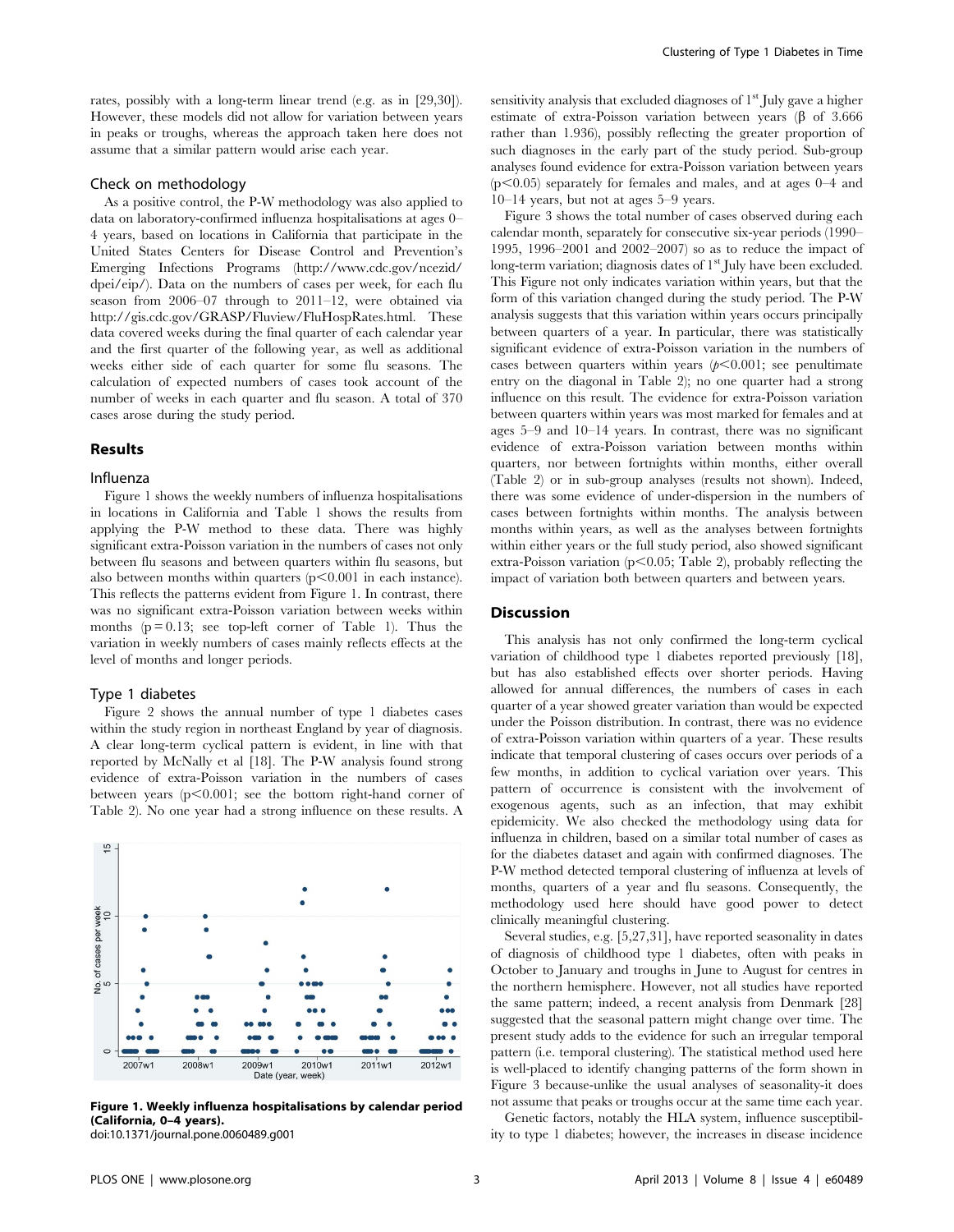rates, possibly with a long-term linear trend (e.g. as in [29,30]). However, these models did not allow for variation between years in peaks or troughs, whereas the approach taken here does not assume that a similar pattern would arise each year.

### Check on methodology

As a positive control, the P-W methodology was also applied to data on laboratory-confirmed influenza hospitalisations at ages 0–4 years, based on locations in California that participate in the United States Centers for Disease Control and Prevention's Emerging Infections Programs (http://www.cdc.gov/ncezid/dpei/eip/). Data on the numbers of cases per week, for each flu season from 2006–07 through to 2011–12, were obtained via http://gis.cdc.gov/GRASP/Fluview/FluHospRates.html. These data covered weeks during the final quarter of each calendar year and the first quarter of the following year, as well as additional weeks either side of each quarter for some flu seasons. The calculation of expected numbers of cases took account of the number of weeks in each quarter and flu season. A total of 370 cases arose during the study period.

## Results

### Influenza

Figure 1 shows the weekly numbers of influenza hospitalisations in locations in California and Table 1 shows the results from applying the P-W method to these data. There was highly significant extra-Poisson variation in the numbers of cases not only between flu seasons and between quarters within flu seasons, but also between months within quarters ($p<0.001$ in each instance). This reflects the patterns evident from Figure 1. In contrast, there was no significant extra-Poisson variation between weeks within months ($p = 0.13$; see top-left corner of Table 1). Thus the variation in weekly numbers of cases mainly reflects effects at the level of months and longer periods.

### Type 1 diabetes

Figure 2 shows the annual number of type 1 diabetes cases within the study region in northeast England by year of diagnosis. A clear long-term cyclical pattern is evident, in line with that reported by McNally et al [18]. The P-W analysis found strong evidence of extra-Poisson variation in the numbers of cases between years ($p<0.001$; see the bottom right-hand corner of Table 2). No one year had a strong influence on these results. A sensitivity analysis that excluded diagnoses of 1st July gave a higher estimate of extra-Poisson variation between years (β of 3.666 rather than 1.936), possibly reflecting the greater proportion of such diagnoses in the early part of the study period. Sub-group analyses found evidence for extra-Poisson variation between years ($p<0.05$) separately for females and males, and at ages 0–4 and 10–14 years, but not at ages 5–9 years.

**Figure 1. Weekly influenza hospitalisations by calendar period (California, 0–4 years).**
doi:10.1371/journal.pone.0060489.g001

Figure 3 shows the total number of cases observed during each calendar month, separately for consecutive six-year periods (1990–1995, 1996–2001 and 2002–2007) so as to reduce the impact of long-term variation; diagnosis dates of 1st July have been excluded. This Figure not only indicates variation within years, but that the form of this variation changed during the study period. The P-W analysis suggests that this variation within years occurs principally between quarters of a year. In particular, there was statistically significant evidence of extra-Poisson variation in the numbers of cases between quarters within years ($p<0.001$; see penultimate entry on the diagonal in Table 2); no one quarter had a strong influence on this result. The evidence for extra-Poisson variation between quarters within years was most marked for females and at ages 5–9 and 10–14 years. In contrast, there was no significant evidence of extra-Poisson variation between months within quarters, nor between fortnights within months, either overall (Table 2) or in sub-group analyses (results not shown). Indeed, there was some evidence of under-dispersion in the numbers of cases between fortnights within months. The analysis between months within years, as well as the analyses between fortnights within either years or the full study period, also showed significant extra-Poisson variation ($p<0.05$; Table 2), probably reflecting the impact of variation both between quarters and between years.

## Discussion

This analysis has not only confirmed the long-term cyclical variation of childhood type 1 diabetes reported previously [18], but has also established effects over shorter periods. Having allowed for annual differences, the numbers of cases in each quarter of a year showed greater variation than would be expected under the Poisson distribution. In contrast, there was no evidence of extra-Poisson variation within quarters of a year. These results indicate that temporal clustering of cases occurs over periods of a few months, in addition to cyclical variation over years. This pattern of occurrence is consistent with the involvement of exogenous agents, such as an infection, that may exhibit epidemicity. We also checked the methodology using data for influenza in children, based on a similar total number of cases as for the diabetes dataset and again with confirmed diagnoses. The P-W method detected temporal clustering of influenza at levels of months, quarters of a year and flu seasons. Consequently, the methodology used here should have good power to detect clinically meaningful clustering.

Several studies, e.g. [5,27,31], have reported seasonality in dates of diagnosis of childhood type 1 diabetes, often with peaks in October to January and troughs in June to August for centres in the northern hemisphere. However, not all studies have reported the same pattern; indeed, a recent analysis from Denmark [28] suggested that the seasonal pattern might change over time. The present study adds to the evidence for such an irregular temporal pattern (i.e. temporal clustering). The statistical method used here is well-placed to identify changing patterns of the form shown in Figure 3 because-unlike the usual analyses of seasonality-it does not assume that peaks or troughs occur at the same time each year.

Genetic factors, notably the HLA system, influence susceptibility to type 1 diabetes; however, the increases in disease incidence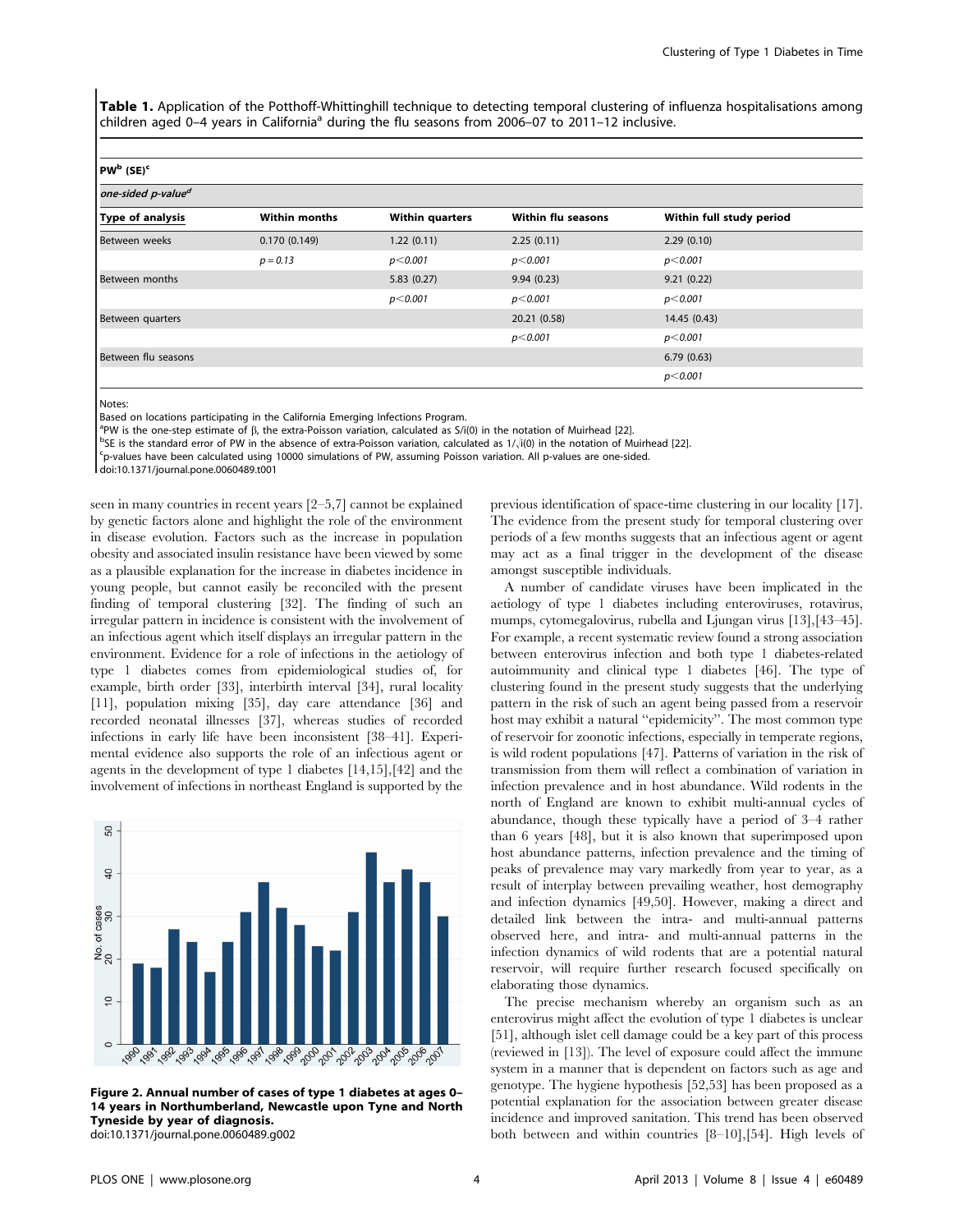**Table 1.** Application of the Potthoff-Whittinghill technique to detecting temporal clustering of influenza hospitalisations among children aged 0–4 years in California[a] during the flu seasons from 2006–07 to 2011–12 inclusive.

| PW[b] (SE)[c] *one-sided p-value[d]* | | | | |
|---|---|---|---|---|
| **Type of analysis** | **Within months** | **Within quarters** | **Within flu seasons** | **Within full study period** |
| Between weeks | 0.170 (0.149) | 1.22 (0.11) | 2.25 (0.11) | 2.29 (0.10) |
| | *p = 0.13* | *p<0.001* | *p<0.001* | *p<0.001* |
| Between months | | 5.83 (0.27) | 9.94 (0.23) | 9.21 (0.22) |
| | | *p<0.001* | *p<0.001* | *p<0.001* |
| Between quarters | | | 20.21 (0.58) | 14.45 (0.43) |
| | | | *p<0.001* | *p<0.001* |
| Between flu seasons | | | | 6.79 (0.63) |
| | | | | *p<0.001* |

Notes:
Based on locations participating in the California Emerging Infections Program.
[a]PW is the one-step estimate of β, the extra-Poisson variation, calculated as S/i(0) in the notation of Muirhead [22].
[b]SE is the standard error of PW in the absence of extra-Poisson variation, calculated as 1/√i(0) in the notation of Muirhead [22].
[c]p-values have been calculated using 10000 simulations of PW, assuming Poisson variation. All p-values are one-sided.
doi:10.1371/journal.pone.0060489.t001

seen in many countries in recent years [2–5,7] cannot be explained by genetic factors alone and highlight the role of the environment in disease evolution. Factors such as the increase in population obesity and associated insulin resistance have been viewed by some as a plausible explanation for the increase in diabetes incidence in young people, but cannot easily be reconciled with the present finding of temporal clustering [32]. The finding of such an irregular pattern in incidence is consistent with the involvement of an infectious agent which itself displays an irregular pattern in the environment. Evidence for a role of infections in the aetiology of type 1 diabetes comes from epidemiological studies of, for example, birth order [33], interbirth interval [34], rural locality [11], population mixing [35], day care attendance [36] and recorded neonatal illnesses [37], whereas studies of recorded infections in early life have been inconsistent [38–41]. Experimental evidence also supports the role of an infectious agent or agents in the development of type 1 diabetes [14,15],[42] and the involvement of infections in northeast England is supported by the previous identification of space-time clustering in our locality [17]. The evidence from the present study for temporal clustering over periods of a few months suggests that an infectious agent or agents may act as a final trigger in the development of the disease amongst susceptible individuals.

**Figure 2. Annual number of cases of type 1 diabetes at ages 0–14 years in Northumberland, Newcastle upon Tyne and North Tyneside by year of diagnosis.**
doi:10.1371/journal.pone.0060489.g002

A number of candidate viruses have been implicated in the aetiology of type 1 diabetes including enteroviruses, rotavirus, mumps, cytomegalovirus, rubella and Ljungan virus [13],[43–45]. For example, a recent systematic review found a strong association between enterovirus infection and both type 1 diabetes-related autoimmunity and clinical type 1 diabetes [46]. The type of clustering found in the present study suggests that the underlying pattern in the risk of such an agent being passed from a reservoir host may exhibit a natural "epidemicity". The most common type of reservoir for zoonotic infections, especially in temperate regions, is wild rodent populations [47]. Patterns of variation in the risk of transmission from them will reflect a combination of variation in infection prevalence and in host abundance. Wild rodents in the north of England are known to exhibit multi-annual cycles of abundance, though these typically have a period of 3–4 rather than 6 years [48], but it is also known that superimposed upon host abundance patterns, infection prevalence and the timing of peaks of prevalence may vary markedly from year to year, as a result of interplay between prevailing weather, host demography and infection dynamics [49,50]. However, making a direct and detailed link between the intra- and multi-annual patterns observed here, and intra- and multi-annual patterns in the infection dynamics of wild rodents that are a potential natural reservoir, will require further research focused specifically on elaborating those dynamics.

The precise mechanism whereby an organism such as an enterovirus might affect the evolution of type 1 diabetes is unclear [51], although islet cell damage could be a key part of this process (reviewed in [13]). The level of exposure could affect the immune system in a manner that is dependent on factors such as age and genotype. The hygiene hypothesis [52,53] has been proposed as a potential explanation for the association between greater disease incidence and improved sanitation. This trend has been observed both between and within countries [8–10],[54]. High levels of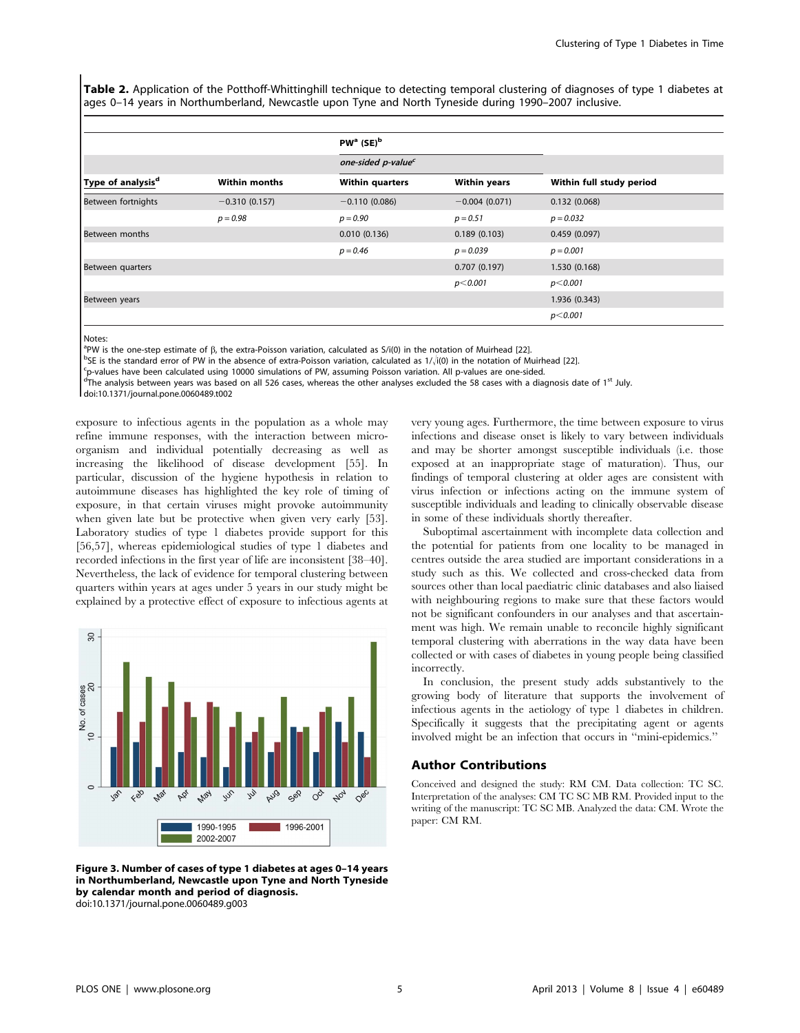**Table 2.** Application of the Potthoff-Whittinghill technique to detecting temporal clustering of diagnoses of type 1 diabetes at ages 0–14 years in Northumberland, Newcastle upon Tyne and North Tyneside during 1990–2007 inclusive.

| | PW[a] (SE)[b] | | | |
|---|---|---|---|---|
| | *one-sided p-value*[c] | | | |
| **Type of analysis**[d] | **Within months** | **Within quarters** | **Within years** | **Within full study period** |
| Between fortnights | −0.310 (0.157) | −0.110 (0.086) | −0.004 (0.071) | 0.132 (0.068) |
| | *p = 0.98* | *p = 0.90* | *p = 0.51* | *p = 0.032* |
| Between months | | 0.010 (0.136) | 0.189 (0.103) | 0.459 (0.097) |
| | | *p = 0.46* | *p = 0.039* | *p = 0.001* |
| Between quarters | | | 0.707 (0.197) | 1.530 (0.168) |
| | | | *p<0.001* | *p<0.001* |
| Between years | | | | 1.936 (0.343) |
| | | | | *p<0.001* |

Notes:
[a]PW is the one-step estimate of β, the extra-Poisson variation, calculated as S/i(0) in the notation of Muirhead [22].
[b]SE is the standard error of PW in the absence of extra-Poisson variation, calculated as $1/\sqrt{i(0)}$ in the notation of Muirhead [22].
[c]p-values have been calculated using 10000 simulations of PW, assuming Poisson variation. All p-values are one-sided.
[d]The analysis between years was based on all 526 cases, whereas the other analyses excluded the 58 cases with a diagnosis date of 1[st] July.
doi:10.1371/journal.pone.0060489.t002

exposure to infectious agents in the population as a whole may refine immune responses, with the interaction between micro-organism and individual potentially decreasing as well as increasing the likelihood of disease development [55]. In particular, discussion of the hygiene hypothesis in relation to autoimmune diseases has highlighted the key role of timing of exposure, in that certain viruses might provoke autoimmunity when given late but be protective when given very early [53]. Laboratory studies of type 1 diabetes provide support for this [56,57], whereas epidemiological studies of type 1 diabetes and recorded infections in the first year of life are inconsistent [38–40]. Nevertheless, the lack of evidence for temporal clustering between quarters within years at ages under 5 years in our study might be explained by a protective effect of exposure to infectious agents at very young ages. Furthermore, the time between exposure to virus infections and disease onset is likely to vary between individuals and may be shorter amongst susceptible individuals (i.e. those exposed at an inappropriate stage of maturation). Thus, our findings of temporal clustering at older ages are consistent with virus infection or infections acting on the immune system of susceptible individuals and leading to clinically observable disease in some of these individuals shortly thereafter.

**Figure 3. Number of cases of type 1 diabetes at ages 0–14 years in Northumberland, Newcastle upon Tyne and North Tyneside by calendar month and period of diagnosis.**
doi:10.1371/journal.pone.0060489.g003

Suboptimal ascertainment with incomplete data collection and the potential for patients from one locality to be managed in centres outside the area studied are important considerations in a study such as this. We collected and cross-checked data from sources other than local paediatric clinic databases and also liaised with neighbouring regions to make sure that these factors would not be significant confounders in our analyses and that ascertainment was high. We remain unable to reconcile highly significant temporal clustering with aberrations in the way data have been collected or with cases of diabetes in young people being classified incorrectly.

In conclusion, the present study adds substantively to the growing body of literature that supports the involvement of infectious agents in the aetiology of type 1 diabetes in children. Specifically it suggests that the precipitating agent or agents involved might be an infection that occurs in "mini-epidemics."

## Author Contributions

Conceived and designed the study: RM CM. Data collection: TC SC. Interpretation of the analyses: CM TC SC MB RM. Provided input to the writing of the manuscript: TC SC MB. Analyzed the data: CM. Wrote the paper: CM RM.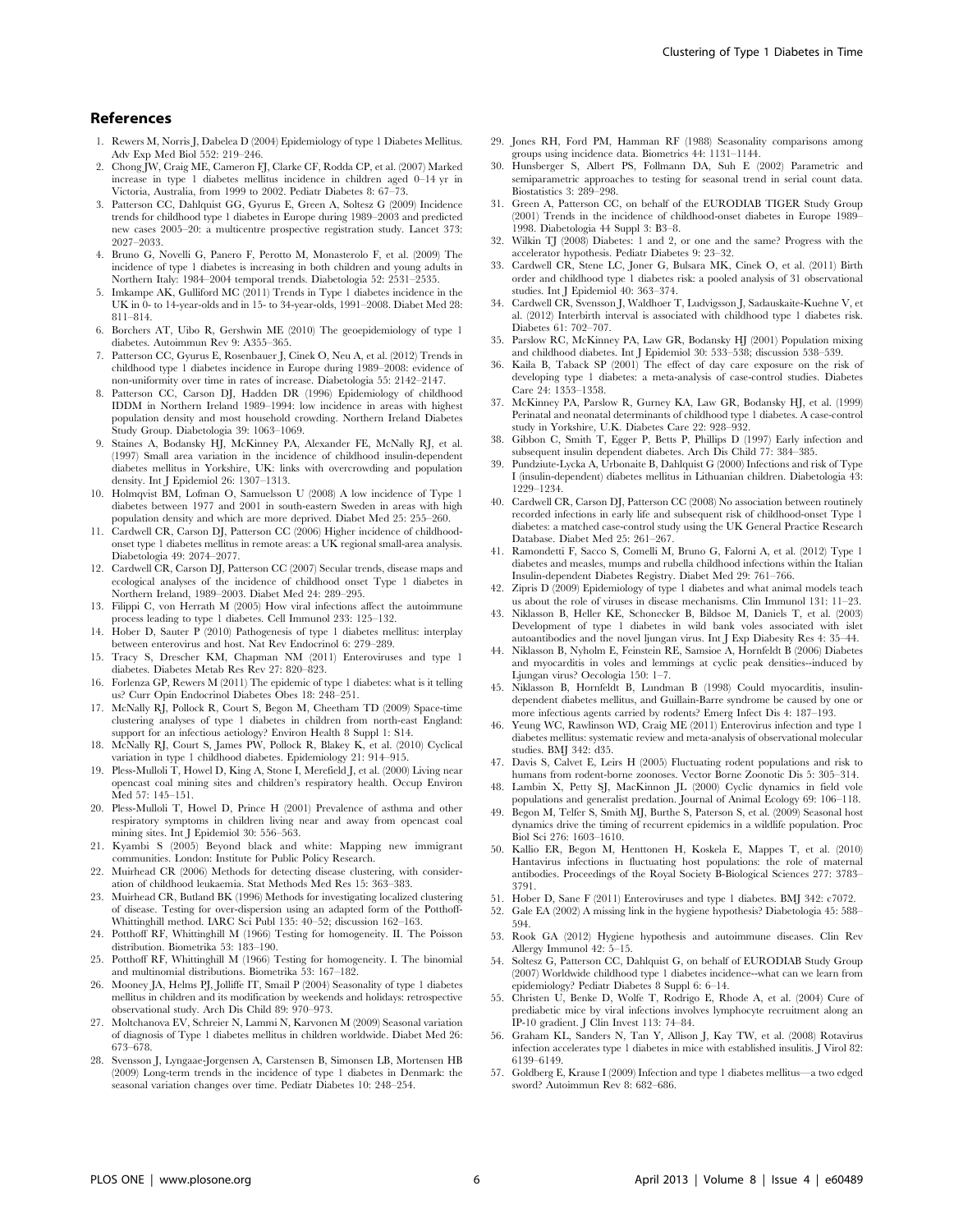## References

1. Rewers M, Norris J, Dabelea D (2004) Epidemiology of type 1 Diabetes Mellitus. Adv Exp Med Biol 552: 219–246.
2. Chong JW, Craig ME, Cameron FJ, Clarke CF, Rodda CP, et al. (2007) Marked increase in type 1 diabetes mellitus incidence in children aged 0–14 yr in Victoria, Australia, from 1999 to 2002. Pediatr Diabetes 8: 67–73.
3. Patterson CC, Dahlquist GG, Gyurus E, Green A, Soltesz G (2009) Incidence trends for childhood type 1 diabetes in Europe during 1989–2003 and predicted new cases 2005–20: a multicentre prospective registration study. Lancet 373: 2027–2033.
4. Bruno G, Novelli G, Panero F, Perotto M, Monasterolo F, et al. (2009) The incidence of type 1 diabetes is increasing in both children and young adults in Northern Italy: 1984–2004 temporal trends. Diabetologia 52: 2531–2535.
5. Imkampe AK, Gulliford MC (2011) Trends in Type 1 diabetes incidence in the UK in 0- to 14-year-olds and in 15- to 34-year-olds, 1991–2008. Diabet Med 28: 811–814.
6. Borchers AT, Uibo R, Gershwin ME (2010) The geoepidemiology of type 1 diabetes. Autoimmun Rev 9: A355–365.
7. Patterson CC, Gyurus E, Rosenbauer J, Cinek O, Neu A, et al. (2012) Trends in childhood type 1 diabetes incidence in Europe during 1989–2008: evidence of non-uniformity over time in rates of increase. Diabetologia 55: 2142–2147.
8. Patterson CC, Carson DJ, Hadden DR (1996) Epidemiology of childhood IDDM in Northern Ireland 1989–1994: low incidence in areas with highest population density and most household crowding. Northern Ireland Diabetes Study Group. Diabetologia 39: 1063–1069.
9. Staines A, Bodansky HJ, McKinney PA, Alexander FE, McNally RJ, et al. (1997) Small area variation in the incidence of childhood insulin-dependent diabetes mellitus in Yorkshire, UK: links with overcrowding and population density. Int J Epidemiol 26: 1307–1313.
10. Holmqvist BM, Lofman O, Samuelsson U (2008) A low incidence of Type 1 diabetes between 1977 and 2001 in south-eastern Sweden in areas with high population density and which are more deprived. Diabet Med 25: 255–260.
11. Cardwell CR, Carson DJ, Patterson CC (2006) Higher incidence of childhood-onset type 1 diabetes mellitus in remote areas: a UK regional small-area analysis. Diabetologia 49: 2074–2077.
12. Cardwell CR, Carson DJ, Patterson CC (2007) Secular trends, disease maps and ecological analyses of the incidence of childhood onset Type 1 diabetes in Northern Ireland, 1989–2003. Diabet Med 24: 289–295.
13. Filippi C, von Herrath M (2005) How viral infections affect the autoimmune process leading to type 1 diabetes. Cell Immunol 233: 125–132.
14. Hober D, Sauter P (2010) Pathogenesis of type 1 diabetes mellitus: interplay between enterovirus and host. Nat Rev Endocrinol 6: 279–289.
15. Tracy S, Drescher KM, Chapman NM (2011) Enteroviruses and type 1 diabetes. Diabetes Metab Res Rev 27: 820–823.
16. Forlenza GP, Rewers M (2011) The epidemic of type 1 diabetes: what is it telling us? Curr Opin Endocrinol Diabetes Obes 18: 248–251.
17. McNally RJ, Pollock R, Court S, Begon M, Cheetham TD (2009) Space-time clustering analyses of type 1 diabetes in children from north-east England: support for an infectious aetiology? Environ Health 8 Suppl 1: S14.
18. McNally RJ, Court S, James PW, Pollock R, Blakey K, et al. (2010) Cyclical variation in type 1 childhood diabetes. Epidemiology 21: 914–915.
19. Pless-Mulloli T, Howel D, King A, Stone I, Merefield J, et al. (2000) Living near opencast coal mining sites and children's respiratory health. Occup Environ Med 57: 145–151.
20. Pless-Mulloli T, Howel D, Prince H (2001) Prevalence of asthma and other respiratory symptoms in children living near and away from opencast coal mining sites. Int J Epidemiol 30: 556–563.
21. Kyambi S (2005) Beyond black and white: Mapping new immigrant communities. London: Institute for Public Policy Research.
22. Muirhead CR (2006) Methods for detecting disease clustering, with consideration of childhood leukaemia. Stat Methods Med Res 15: 363–383.
23. Muirhead CR, Butland BK (1996) Methods for investigating localized clustering of disease. Testing for over-dispersion using an adapted form of the Potthoff-Whittinghill method. IARC Sci Publ 135: 40–52; discussion 162–163.
24. Potthoff RF, Whittinghill M (1966) Testing for homogeneity. II. The Poisson distribution. Biometrika 53: 183–190.
25. Potthoff RF, Whittinghill M (1966) Testing for homogeneity. I. The binomial and multinomial distributions. Biometrika 53: 167–182.
26. Mooney JA, Helms PJ, Jolliffe IT, Smail P (2004) Seasonality of type 1 diabetes mellitus in children and its modification by weekends and holidays: retrospective observational study. Arch Dis Child 89: 970–973.
27. Moltchanova EV, Schreier N, Lammi N, Karvonen M (2009) Seasonal variation of diagnosis of Type 1 diabetes mellitus in children worldwide. Diabet Med 26: 673–678.
28. Svensson J, Lyngaae-Jorgensen A, Carstensen B, Simonsen LB, Mortensen HB (2009) Long-term trends in the incidence of type 1 diabetes in Denmark: the seasonal variation changes over time. Pediatr Diabetes 10: 248–254.
29. Jones RH, Ford PM, Hamman RF (1988) Seasonality comparisons among groups using incidence data. Biometrics 44: 1131–1144.
30. Hunsberger S, Albert PS, Follmann DA, Suh E (2002) Parametric and semiparametric approaches to testing for seasonal trend in serial count data. Biostatistics 3: 289–298.
31. Green A, Patterson CC, on behalf of the EURODIAB TIGER Study Group (2001) Trends in the incidence of childhood-onset diabetes in Europe 1989–1998. Diabetologia 44 Suppl 3: B3–8.
32. Wilkin TJ (2008) Diabetes: 1 and 2, or one and the same? Progress with the accelerator hypothesis. Pediatr Diabetes 9: 23–32.
33. Cardwell CR, Stene LC, Joner G, Bulsara MK, Cinek O, et al. (2011) Birth order and childhood type 1 diabetes risk: a pooled analysis of 31 observational studies. Int J Epidemiol 40: 363–374.
34. Cardwell CR, Svensson J, Waldhoer T, Ludvigsson J, Sadauskaite-Kuehne V, et al. (2012) Interbirth interval is associated with childhood type 1 diabetes risk. Diabetes 61: 702–707.
35. Parslow RC, McKinney PA, Law GR, Bodansky HJ (2001) Population mixing and childhood diabetes. Int J Epidemiol 30: 533–538; discussion 538–539.
36. Kaila B, Taback SP (2001) The effect of day care exposure on the risk of developing type 1 diabetes: a meta-analysis of case-control studies. Diabetes Care 24: 1353–1358.
37. McKinney PA, Parslow R, Gurney KA, Law GR, Bodansky HJ, et al. (1999) Perinatal and neonatal determinants of childhood type 1 diabetes. A case-control study in Yorkshire, U.K. Diabetes Care 22: 928–932.
38. Gibbon C, Smith T, Egger P, Betts P, Phillips D (1997) Early infection and subsequent insulin dependent diabetes. Arch Dis Child 77: 384–385.
39. Pundziute-Lycka A, Urbonaite B, Dahlquist G (2000) Infections and risk of Type I (insulin-dependent) diabetes mellitus in Lithuanian children. Diabetologia 43: 1229–1234.
40. Cardwell CR, Carson DJ, Patterson CC (2008) No association between routinely recorded infections in early life and subsequent risk of childhood-onset Type 1 diabetes: a matched case-control study using the UK General Practice Research Database. Diabet Med 25: 261–267.
41. Ramondetti F, Sacco S, Comelli M, Bruno G, Falorni A, et al. (2012) Type 1 diabetes and measles, mumps and rubella childhood infections within the Italian Insulin-dependent Diabetes Registry. Diabet Med 29: 761–766.
42. Zipris D (2009) Epidemiology of type 1 diabetes and what animal models teach us about the role of viruses in disease mechanisms. Clin Immunol 131: 11–23.
43. Niklasson B, Heller KE, Schonecker B, Bildsoe M, Daniels T, et al. (2003) Development of type 1 diabetes in wild bank voles associated with islet autoantibodies and the novel ljungan virus. Int J Exp Diabesity Res 4: 35–44.
44. Niklasson B, Nyholm E, Feinstein RE, Samsioe A, Hornfeldt B (2006) Diabetes and myocarditis in voles and lemmings at cyclic peak densities--induced by Ljungan virus? Oecologia 150: 1–7.
45. Niklasson B, Hornfeldt B, Lundman B (1998) Could myocarditis, insulin-dependent diabetes mellitus, and Guillain-Barre syndrome be caused by one or more infectious agents carried by rodents? Emerg Infect Dis 4: 187–193.
46. Yeung WC, Rawlinson WD, Craig ME (2011) Enterovirus infection and type 1 diabetes mellitus: systematic review and meta-analysis of observational molecular studies. BMJ 342: d35.
47. Davis S, Calvet E, Leirs H (2005) Fluctuating rodent populations and risk to humans from rodent-borne zoonoses. Vector Borne Zoonotic Dis 5: 305–314.
48. Lambin X, Petty SJ, MacKinnon JL (2000) Cyclic dynamics in field vole populations and generalist predation. Journal of Animal Ecology 69: 106–118.
49. Begon M, Telfer S, Smith MJ, Burthe S, Paterson S, et al. (2009) Seasonal host dynamics drive the timing of recurrent epidemics in a wildlife population. Proc Biol Sci 276: 1603–1610.
50. Kallio ER, Begon M, Henttonen H, Koskela E, Mappes T, et al. (2010) Hantavirus infections in fluctuating host populations: the role of maternal antibodies. Proceedings of the Royal Society B-Biological Sciences 277: 3783–3791.
51. Hober D, Sane F (2011) Enteroviruses and type 1 diabetes. BMJ 342: c7072.
52. Gale EA (2002) A missing link in the hygiene hypothesis? Diabetologia 45: 588–594.
53. Rook GA (2012) Hygiene hypothesis and autoimmune diseases. Clin Rev Allergy Immunol 42: 5–15.
54. Soltesz G, Patterson CC, Dahlquist G, on behalf of EURODIAB Study Group (2007) Worldwide childhood type 1 diabetes incidence--what can we learn from epidemiology? Pediatr Diabetes 8 Suppl 6: 6–14.
55. Christen U, Benke D, Wolfe T, Rodrigo E, Rhode A, et al. (2004) Cure of prediabetic mice by viral infections involves lymphocyte recruitment along an IP-10 gradient. J Clin Invest 113: 74–84.
56. Graham KL, Sanders N, Tan Y, Allison J, Kay TW, et al. (2008) Rotavirus infection accelerates type 1 diabetes in mice with established insulitis. J Virol 82: 6139–6149.
57. Goldberg E, Krause I (2009) Infection and type 1 diabetes mellitus—a two edged sword? Autoimmun Rev 8: 682–686.